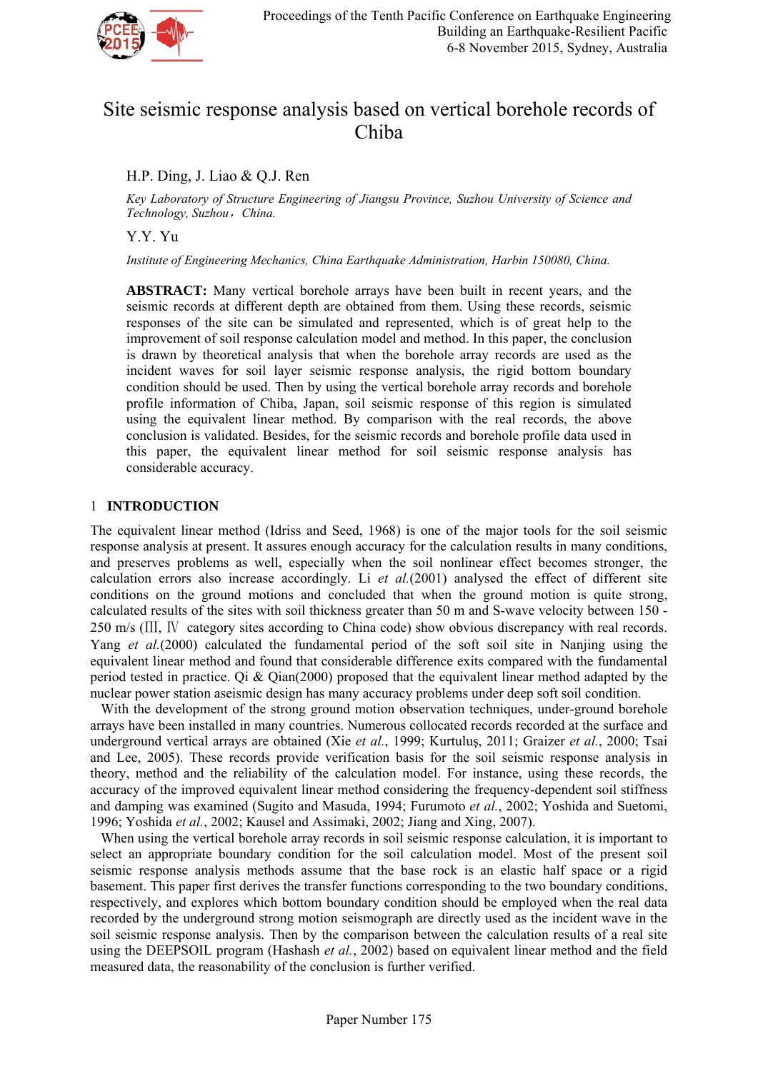# Site seismic response analysis based on vertical borehole records of Chiba

H.P. Ding, J. Liao & Q.J. Ren

*Key Laboratory of Structure Engineering of Jiangsu Province, Suzhou University of Science and Technology, Suzhou，China.*

Y.Y. Yu

*Institute of Engineering Mechanics, China Earthquake Administration, Harbin 150080, China.*

**ABSTRACT:** Many vertical borehole arrays have been built in recent years, and the seismic records at different depth are obtained from them. Using these records, seismic responses of the site can be simulated and represented, which is of great help to the improvement of soil response calculation model and method. In this paper, the conclusion is drawn by theoretical analysis that when the borehole array records are used as the incident waves for soil layer seismic response analysis, the rigid bottom boundary condition should be used. Then by using the vertical borehole array records and borehole profile information of Chiba, Japan, soil seismic response of this region is simulated using the equivalent linear method. By comparison with the real records, the above conclusion is validated. Besides, for the seismic records and borehole profile data used in this paper, the equivalent linear method for soil seismic response analysis has considerable accuracy.

## 1 INTRODUCTION

The equivalent linear method (Idriss and Seed, 1968) is one of the major tools for the soil seismic response analysis at present. It assures enough accuracy for the calculation results in many conditions, and preserves problems as well, especially when the soil nonlinear effect becomes stronger, the calculation errors also increase accordingly. Li *et al.*(2001) analysed the effect of different site conditions on the ground motions and concluded that when the ground motion is quite strong, calculated results of the sites with soil thickness greater than 50 m and S-wave velocity between 150 - 250 m/s (Ⅲ, Ⅳ category sites according to China code) show obvious discrepancy with real records. Yang *et al.*(2000) calculated the fundamental period of the soft soil site in Nanjing using the equivalent linear method and found that considerable difference exits compared with the fundamental period tested in practice. Qi & Qian(2000) proposed that the equivalent linear method adapted by the nuclear power station aseismic design has many accuracy problems under deep soft soil condition.

With the development of the strong ground motion observation techniques, under-ground borehole arrays have been installed in many countries. Numerous collocated records recorded at the surface and underground vertical arrays are obtained (Xie *et al.*, 1999; Kurtuluş, 2011; Graizer *et al.*, 2000; Tsai and Lee, 2005). These records provide verification basis for the soil seismic response analysis in theory, method and the reliability of the calculation model. For instance, using these records, the accuracy of the improved equivalent linear method considering the frequency-dependent soil stiffness and damping was examined (Sugito and Masuda, 1994; Furumoto *et al.*, 2002; Yoshida and Suetomi, 1996; Yoshida *et al.*, 2002; Kausel and Assimaki, 2002; Jiang and Xing, 2007).

When using the vertical borehole array records in soil seismic response calculation, it is important to select an appropriate boundary condition for the soil calculation model. Most of the present soil seismic response analysis methods assume that the base rock is an elastic half space or a rigid basement. This paper first derives the transfer functions corresponding to the two boundary conditions, respectively, and explores which bottom boundary condition should be employed when the real data recorded by the underground strong motion seismograph are directly used as the incident wave in the soil seismic response analysis. Then by the comparison between the calculation results of a real site using the DEEPSOIL program (Hashash *et al.*, 2002) based on equivalent linear method and the field measured data, the reasonability of the conclusion is further verified.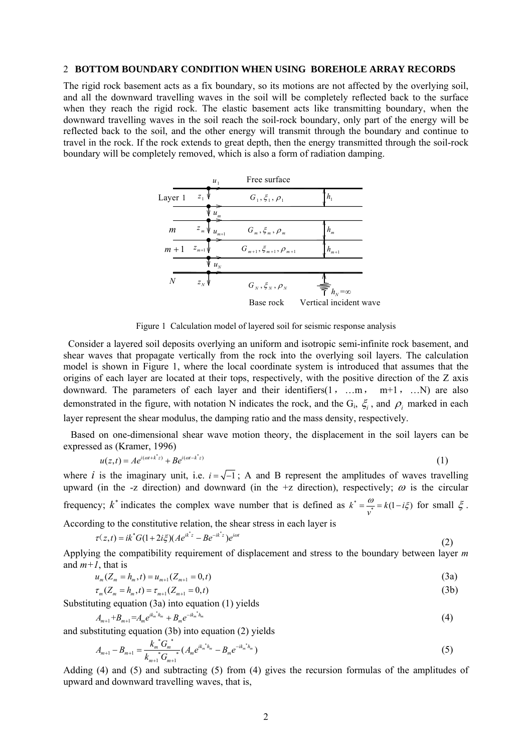## 2 BOTTOM BOUNDARY CONDITION WHEN USING BOREHOLE ARRAY RECORDS

The rigid rock basement acts as a fix boundary, so its motions are not affected by the overlying soil, and all the downward travelling waves in the soil will be completely reflected back to the surface when they reach the rigid rock. The elastic basement acts like transmitting boundary, when the downward travelling waves in the soil reach the soil-rock boundary, only part of the energy will be reflected back to the soil, and the other energy will transmit through the boundary and continue to travel in the rock. If the rock extends to great depth, then the energy transmitted through the soil-rock boundary will be completely removed, which is also a form of radiation damping.

Figure 1 Calculation model of layered soil for seismic response analysis

Consider a layered soil deposits overlying an uniform and isotropic semi-infinite rock basement, and shear waves that propagate vertically from the rock into the overlying soil layers. The calculation model is shown in Figure 1, where the local coordinate system is introduced that assumes that the origins of each layer are located at their tops, respectively, with the positive direction of the Z axis downward. The parameters of each layer and their identifiers(1， …m， m+1， …N) are also demonstrated in the figure, with notation N indicates the rock, and the $G_i$, $\xi_i$, and $\rho_i$ marked in each layer represent the shear modulus, the damping ratio and the mass density, respectively.

Based on one-dimensional shear wave motion theory, the displacement in the soil layers can be expressed as (Kramer, 1996)

$$u(z,t) = Ae^{i(\omega t + k^* z)} + Be^{i(\omega t - k^* z)} \tag{1}$$

where $i$ is the imaginary unit, i.e. $i=\sqrt{-1}$; A and B represent the amplitudes of waves travelling upward (in the -z direction) and downward (in the +z direction), respectively; $\omega$ is the circular frequency; $k^*$ indicates the complex wave number that is defined as $k^* = \frac{\omega}{v^*} = k(1-i\xi)$ for small $\xi$. According to the constitutive relation, the shear stress in each layer is

$$\tau(z,t) = ik^* G(1+2i\xi)(Ae^{ik^* z} - Be^{-ik^* z})e^{i\omega t} \tag{2}$$

Applying the compatibility requirement of displacement and stress to the boundary between layer *m* and *m+1*, that is

$$u_m(Z_m = h_m, t) = u_{m+1}(Z_{m+1} = 0, t) \tag{3a}$$

$$\tau_m(Z_m = h_m, t) = \tau_{m+1}(Z_{m+1} = 0, t) \tag{3b}$$

Substituting equation (3a) into equation (1) yields

$$A_{m+1} + B_{m+1} = A_m e^{ik_m^* h_m} + B_m e^{-ik_m^* h_m} \tag{4}$$

and substituting equation (3b) into equation (2) yields

$$A_{m+1} - B_{m+1} = \frac{k_m^* G_m^*}{k_{m+1}^* G_{m+1}^*}(A_m e^{ik_m^* h_m} - B_m e^{-ik_m^* h_m}) \tag{5}$$

Adding (4) and (5) and subtracting (5) from (4) gives the recursion formulas of the amplitudes of upward and downward travelling waves, that is,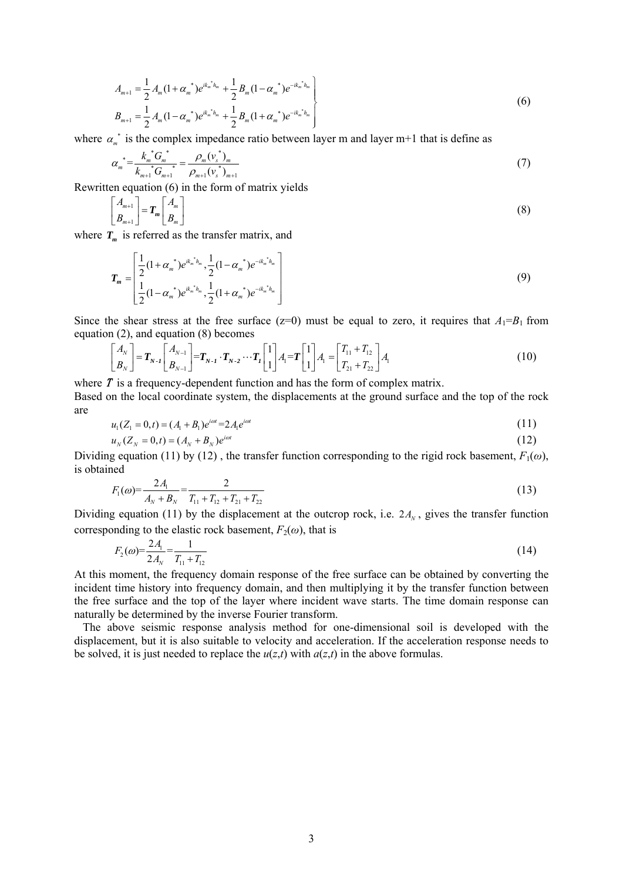$$
\left.
\begin{aligned}
A_{m+1} &= \frac{1}{2} A_m (1+\alpha_m{}^*) e^{ik_m{}^* h_m} + \frac{1}{2} B_m (1-\alpha_m{}^*) e^{-ik_m{}^* h_m} \\
B_{m+1} &= \frac{1}{2} A_m (1-\alpha_m{}^*) e^{ik_m{}^* h_m} + \frac{1}{2} B_m (1+\alpha_m{}^*) e^{-ik_m{}^* h_m}
\end{aligned}
\right\} \tag{6}
$$

where $\alpha_m{}^*$ is the complex impedance ratio between layer m and layer m+1 that is define as

$$
\alpha_m{}^* = \frac{k_m{}^* G_m{}^*}{k_{m+1}{}^* G_{m+1}{}^*} = \frac{\rho_m (v_s{}^*)_m}{\rho_{m+1} (v_s{}^*)_{m+1}} \tag{7}
$$

Rewritten equation (6) in the form of matrix yields

$$
\begin{bmatrix} A_{m+1} \\ B_{m+1} \end{bmatrix} = \boldsymbol{T_m} \begin{bmatrix} A_m \\ B_m \end{bmatrix} \tag{8}
$$

where $\boldsymbol{T_m}$ is referred as the transfer matrix, and

$$
\boldsymbol{T_m} = \begin{bmatrix} \frac{1}{2}(1+\alpha_m{}^*) e^{ik_m{}^* h_m}, \frac{1}{2}(1-\alpha_m{}^*) e^{-ik_m{}^* h_m} \\ \frac{1}{2}(1-\alpha_m{}^*) e^{ik_m{}^* h_m}, \frac{1}{2}(1+\alpha_m{}^*) e^{-ik_m{}^* h_m} \end{bmatrix} \tag{9}
$$

Since the shear stress at the free surface (z=0) must be equal to zero, it requires that $A_1$=$B_1$ from equation (2), and equation (8) becomes

$$
\begin{bmatrix} A_N \\ B_N \end{bmatrix} = \boldsymbol{T_{N-1}} \begin{bmatrix} A_{N-1} \\ B_{N-1} \end{bmatrix} = \boldsymbol{T_{N-1}} \cdot \boldsymbol{T_{N-2}} \cdots \boldsymbol{T_1} \begin{bmatrix} 1 \\ 1 \end{bmatrix} A_1 = \boldsymbol{T} \begin{bmatrix} 1 \\ 1 \end{bmatrix} A_1 = \begin{bmatrix} T_{11}+T_{12} \\ T_{21}+T_{22} \end{bmatrix} A_1 \tag{10}
$$

where $\boldsymbol{T}$ is a frequency-dependent function and has the form of complex matrix.

Based on the local coordinate system, the displacements at the ground surface and the top of the rock are

$$
u_1(Z_1=0,t) = (A_1+B_1)e^{i\omega t} = 2A_1 e^{i\omega t} \tag{11}
$$

$$
u_N(Z_N=0,t) = (A_N+B_N)e^{i\omega t} \tag{12}
$$

Dividing equation (11) by (12) , the transfer function corresponding to the rigid rock basement, $F_1(\omega)$, is obtained

$$
F_1(\omega) = \frac{2A_1}{A_N+B_N} = \frac{2}{T_{11}+T_{12}+T_{21}+T_{22}} \tag{13}
$$

Dividing equation (11) by the displacement at the outcrop rock, i.e. $2A_N$, gives the transfer function corresponding to the elastic rock basement, $F_2(\omega)$, that is

$$
F_2(\omega) = \frac{2A_1}{2A_N} = \frac{1}{T_{11}+T_{12}} \tag{14}
$$

At this moment, the frequency domain response of the free surface can be obtained by converting the incident time history into frequency domain, and then multiplying it by the transfer function between the free surface and the top of the layer where incident wave starts. The time domain response can naturally be determined by the inverse Fourier transform.

The above seismic response analysis method for one-dimensional soil is developed with the displacement, but it is also suitable to velocity and acceleration. If the acceleration response needs to be solved, it is just needed to replace the $u(z,t)$ with $a(z,t)$ in the above formulas.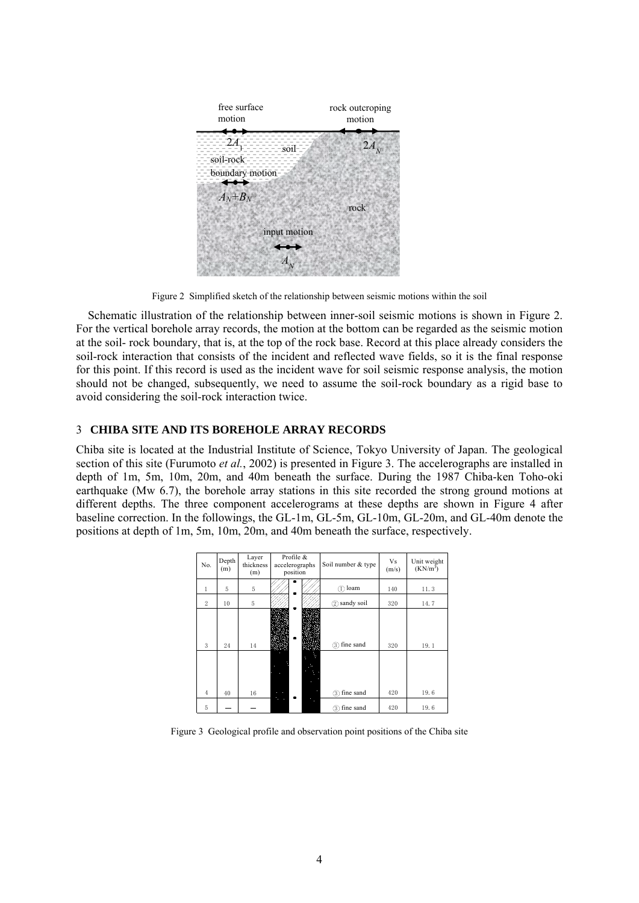Figure 2  Simplified sketch of the relationship between seismic motions within the soil

Schematic illustration of the relationship between inner-soil seismic motions is shown in Figure 2. For the vertical borehole array records, the motion at the bottom can be regarded as the seismic motion at the soil- rock boundary, that is, at the top of the rock base. Record at this place already considers the soil-rock interaction that consists of the incident and reflected wave fields, so it is the final response for this point. If this record is used as the incident wave for soil seismic response analysis, the motion should not be changed, subsequently, we need to assume the soil-rock boundary as a rigid base to avoid considering the soil-rock interaction twice.

## 3 CHIBA SITE AND ITS BOREHOLE ARRAY RECORDS

Chiba site is located at the Industrial Institute of Science, Tokyo University of Japan. The geological section of this site (Furumoto *et al.*, 2002) is presented in Figure 3. The accelerographs are installed in depth of 1m, 5m, 10m, 20m, and 40m beneath the surface. During the 1987 Chiba-ken Toho-oki earthquake (Mw 6.7), the borehole array stations in this site recorded the strong ground motions at different depths. The three component accelerograms at these depths are shown in Figure 4 after baseline correction. In the followings, the GL-1m, GL-5m, GL-10m, GL-20m, and GL-40m denote the positions at depth of 1m, 5m, 10m, 20m, and 40m beneath the surface, respectively.

| No. | Depth (m) | Layer thickness (m) | Profile & accelerographs position | Soil number & type | Vs (m/s) | Unit weight (KN/m$^3$) |
|---|---|---|---|---|---|---|
| 1 | 5 | 5 | | ① loam | 140 | 11.3 |
| 2 | 10 | 5 | | ② sandy soil | 320 | 14.7 |
| 3 | 24 | 14 | | ③ fine sand | 320 | 19.1 |
| 4 | 40 | 16 | | ③ fine sand | 420 | 19.6 |
| 5 | — | — | | ③ fine sand | 420 | 19.6 |

Figure 3  Geological profile and observation point positions of the Chiba site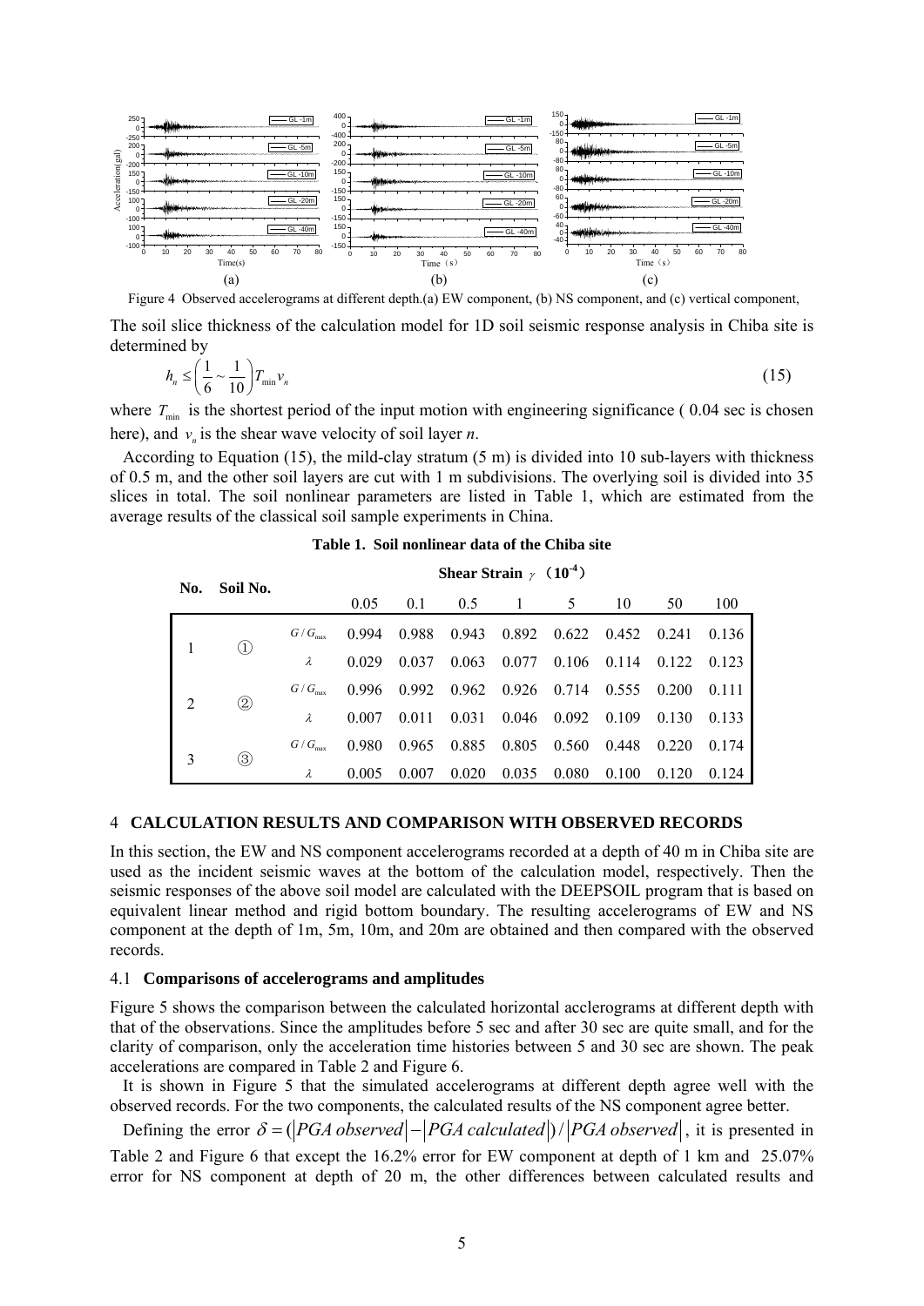Figure 4 Observed accelerograms at different depth.(a) EW component, (b) NS component, and (c) vertical component,

The soil slice thickness of the calculation model for 1D soil seismic response analysis in Chiba site is determined by

$$h_n \le \left(\frac{1}{6} \sim \frac{1}{10}\right) T_{\min} v_n \tag{15}$$

where $T_{\min}$ is the shortest period of the input motion with engineering significance ( 0.04 sec is chosen here), and $v_n$ is the shear wave velocity of soil layer *n*.

According to Equation (15), the mild-clay stratum (5 m) is divided into 10 sub-layers with thickness of 0.5 m, and the other soil layers are cut with 1 m subdivisions. The overlying soil is divided into 35 slices in total. The soil nonlinear parameters are listed in Table 1, which are estimated from the average results of the classical soil sample experiments in China.

**Table 1. Soil nonlinear data of the Chiba site**

| No. | Soil No. | | Shear Strain $\gamma$ （$10^{-4}$） | | | | | | | |
|---|---|---|---|---|---|---|---|---|---|---|
| | | | 0.05 | 0.1 | 0.5 | 1 | 5 | 10 | 50 | 100 |
| 1 | ① | $G/G_{\max}$ | 0.994 | 0.988 | 0.943 | 0.892 | 0.622 | 0.452 | 0.241 | 0.136 |
| | | $\lambda$ | 0.029 | 0.037 | 0.063 | 0.077 | 0.106 | 0.114 | 0.122 | 0.123 |
| 2 | ② | $G/G_{\max}$ | 0.996 | 0.992 | 0.962 | 0.926 | 0.714 | 0.555 | 0.200 | 0.111 |
| | | $\lambda$ | 0.007 | 0.011 | 0.031 | 0.046 | 0.092 | 0.109 | 0.130 | 0.133 |
| 3 | ③ | $G/G_{\max}$ | 0.980 | 0.965 | 0.885 | 0.805 | 0.560 | 0.448 | 0.220 | 0.174 |
| | | $\lambda$ | 0.005 | 0.007 | 0.020 | 0.035 | 0.080 | 0.100 | 0.120 | 0.124 |

## 4 CALCULATION RESULTS AND COMPARISON WITH OBSERVED RECORDS

In this section, the EW and NS component accelerograms recorded at a depth of 40 m in Chiba site are used as the incident seismic waves at the bottom of the calculation model, respectively. Then the seismic responses of the above soil model are calculated with the DEEPSOIL program that is based on equivalent linear method and rigid bottom boundary. The resulting accelerograms of EW and NS component at the depth of 1m, 5m, 10m, and 20m are obtained and then compared with the observed records.

### 4.1 Comparisons of accelerograms and amplitudes

Figure 5 shows the comparison between the calculated horizontal acclerograms at different depth with that of the observations. Since the amplitudes before 5 sec and after 30 sec are quite small, and for the clarity of comparison, only the acceleration time histories between 5 and 30 sec are shown. The peak accelerations are compared in Table 2 and Figure 6.

It is shown in Figure 5 that the simulated accelerograms at different depth agree well with the observed records. For the two components, the calculated results of the NS component agree better.

Defining the error $\delta = (|PGA\ observed| - |PGA\ calculated|)/|PGA\ observed|$, it is presented in Table 2 and Figure 6 that except the 16.2% error for EW component at depth of 1 km and 25.07% error for NS component at depth of 20 m, the other differences between calculated results and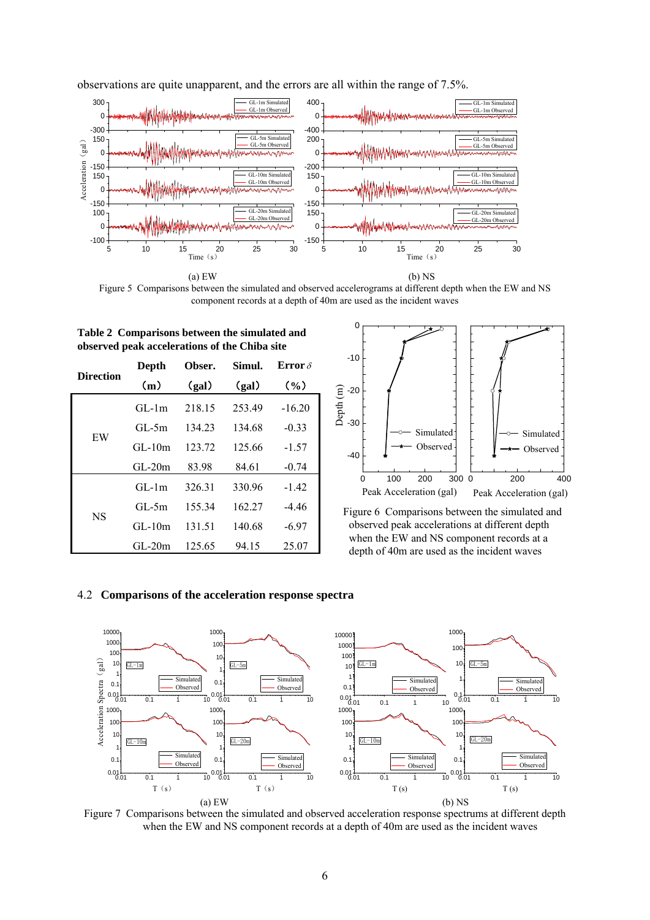observations are quite unapparent, and the errors are all within the range of 7.5%.

(a) EW (b) NS

Figure 5 Comparisons between the simulated and observed accelerograms at different depth when the EW and NS component records at a depth of 40m are used as the incident waves

**Table 2 Comparisons between the simulated and observed peak accelerations of the Chiba site**

| Direction | Depth (m) | Obser. (gal) | Simul. (gal) | Error $\delta$ (%) |
|---|---|---|---|---|
| EW | GL-1m | 218.15 | 253.49 | -16.20 |
| | GL-5m | 134.23 | 134.68 | -0.33 |
| | GL-10m | 123.72 | 125.66 | -1.57 |
| | GL-20m | 83.98 | 84.61 | -0.74 |
| NS | GL-1m | 326.31 | 330.96 | -1.42 |
| | GL-5m | 155.34 | 162.27 | -4.46 |
| | GL-10m | 131.51 | 140.68 | -6.97 |
| | GL-20m | 125.65 | 94.15 | 25.07 |

Figure 6 Comparisons between the simulated and observed peak accelerations at different depth when the EW and NS component records at a depth of 40m are used as the incident waves

## 4.2 Comparisons of the acceleration response spectra

(a) EW (b) NS

Figure 7 Comparisons between the simulated and observed acceleration response spectrums at different depth when the EW and NS component records at a depth of 40m are used as the incident waves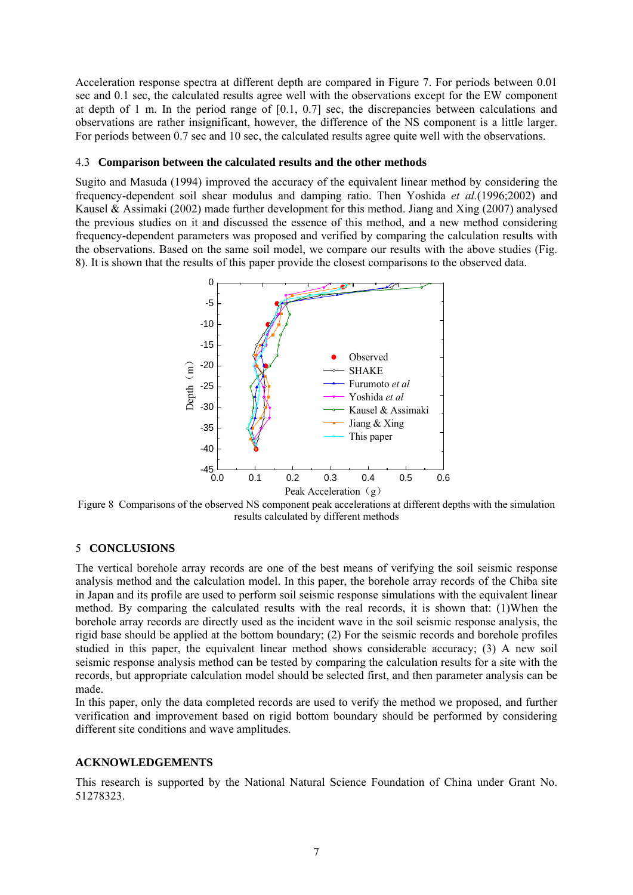Acceleration response spectra at different depth are compared in Figure 7. For periods between 0.01 sec and 0.1 sec, the calculated results agree well with the observations except for the EW component at depth of 1 m. In the period range of [0.1, 0.7] sec, the discrepancies between calculations and observations are rather insignificant, however, the difference of the NS component is a little larger. For periods between 0.7 sec and 10 sec, the calculated results agree quite well with the observations.

### 4.3 Comparison between the calculated results and the other methods

Sugito and Masuda (1994) improved the accuracy of the equivalent linear method by considering the frequency-dependent soil shear modulus and damping ratio. Then Yoshida *et al.*(1996;2002) and Kausel & Assimaki (2002) made further development for this method. Jiang and Xing (2007) analysed the previous studies on it and discussed the essence of this method, and a new method considering frequency-dependent parameters was proposed and verified by comparing the calculation results with the observations. Based on the same soil model, we compare our results with the above studies (Fig. 8). It is shown that the results of this paper provide the closest comparisons to the observed data.

Figure 8 Comparisons of the observed NS component peak accelerations at different depths with the simulation results calculated by different methods

## 5 CONCLUSIONS

The vertical borehole array records are one of the best means of verifying the soil seismic response analysis method and the calculation model. In this paper, the borehole array records of the Chiba site in Japan and its profile are used to perform soil seismic response simulations with the equivalent linear method. By comparing the calculated results with the real records, it is shown that: (1)When the borehole array records are directly used as the incident wave in the soil seismic response analysis, the rigid base should be applied at the bottom boundary; (2) For the seismic records and borehole profiles studied in this paper, the equivalent linear method shows considerable accuracy; (3) A new soil seismic response analysis method can be tested by comparing the calculation results for a site with the records, but appropriate calculation model should be selected first, and then parameter analysis can be made.

In this paper, only the data completed records are used to verify the method we proposed, and further verification and improvement based on rigid bottom boundary should be performed by considering different site conditions and wave amplitudes.

## ACKNOWLEDGEMENTS

This research is supported by the National Natural Science Foundation of China under Grant No. 51278323.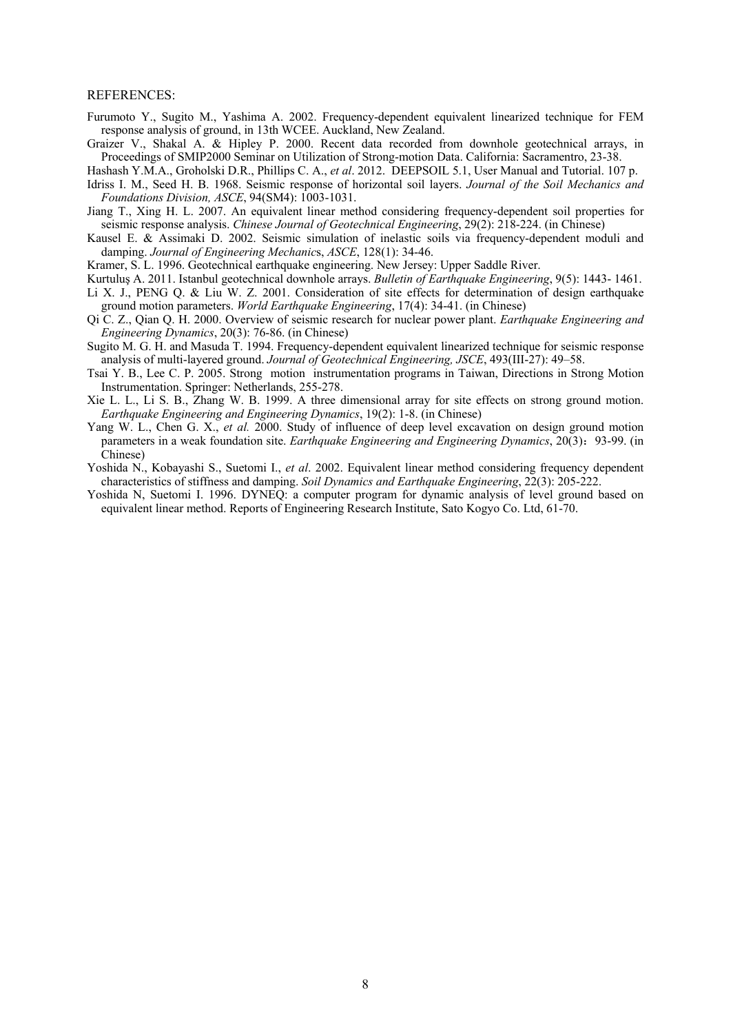REFERENCES:

Furumoto Y., Sugito M., Yashima A. 2002. Frequency-dependent equivalent linearized technique for FEM response analysis of ground, in 13th WCEE. Auckland, New Zealand.

Graizer V., Shakal A. & Hipley P. 2000. Recent data recorded from downhole geotechnical arrays, in Proceedings of SMIP2000 Seminar on Utilization of Strong-motion Data. California: Sacramentro, 23-38.

Hashash Y.M.A., Groholski D.R., Phillips C. A., *et al*. 2012. DEEPSOIL 5.1, User Manual and Tutorial. 107 p.

Idriss I. M., Seed H. B. 1968. Seismic response of horizontal soil layers. *Journal of the Soil Mechanics and Foundations Division, ASCE*, 94(SM4): 1003-1031.

Jiang T., Xing H. L. 2007. An equivalent linear method considering frequency-dependent soil properties for seismic response analysis. *Chinese Journal of Geotechnical Engineering*, 29(2): 218-224. (in Chinese)

Kausel E. & Assimaki D. 2002. Seismic simulation of inelastic soils via frequency-dependent moduli and damping. *Journal of Engineering Mechanics*, *ASCE*, 128(1): 34-46.

Kramer, S. L. 1996. Geotechnical earthquake engineering. New Jersey: Upper Saddle River.

Kurtuluş A. 2011. Istanbul geotechnical downhole arrays. *Bulletin of Earthquake Engineering*, 9(5): 1443- 1461.

Li X. J., PENG Q. & Liu W. Z. 2001. Consideration of site effects for determination of design earthquake ground motion parameters. *World Earthquake Engineering*, 17(4): 34-41. (in Chinese)

Qi C. Z., Qian Q. H. 2000. Overview of seismic research for nuclear power plant. *Earthquake Engineering and Engineering Dynamics*, 20(3): 76-86. (in Chinese)

Sugito M. G. H. and Masuda T. 1994. Frequency-dependent equivalent linearized technique for seismic response analysis of multi-layered ground. *Journal of Geotechnical Engineering, JSCE*, 493(III-27): 49–58.

Tsai Y. B., Lee C. P. 2005. Strong motion instrumentation programs in Taiwan, Directions in Strong Motion Instrumentation. Springer: Netherlands, 255-278.

Xie L. L., Li S. B., Zhang W. B. 1999. A three dimensional array for site effects on strong ground motion. *Earthquake Engineering and Engineering Dynamics*, 19(2): 1-8. (in Chinese)

Yang W. L., Chen G. X., *et al.* 2000. Study of influence of deep level excavation on design ground motion parameters in a weak foundation site. *Earthquake Engineering and Engineering Dynamics*, 20(3)：93-99. (in Chinese)

Yoshida N., Kobayashi S., Suetomi I., *et al*. 2002. Equivalent linear method considering frequency dependent characteristics of stiffness and damping. *Soil Dynamics and Earthquake Engineering*, 22(3): 205-222.

Yoshida N, Suetomi I. 1996. DYNEQ: a computer program for dynamic analysis of level ground based on equivalent linear method. Reports of Engineering Research Institute, Sato Kogyo Co. Ltd, 61-70.